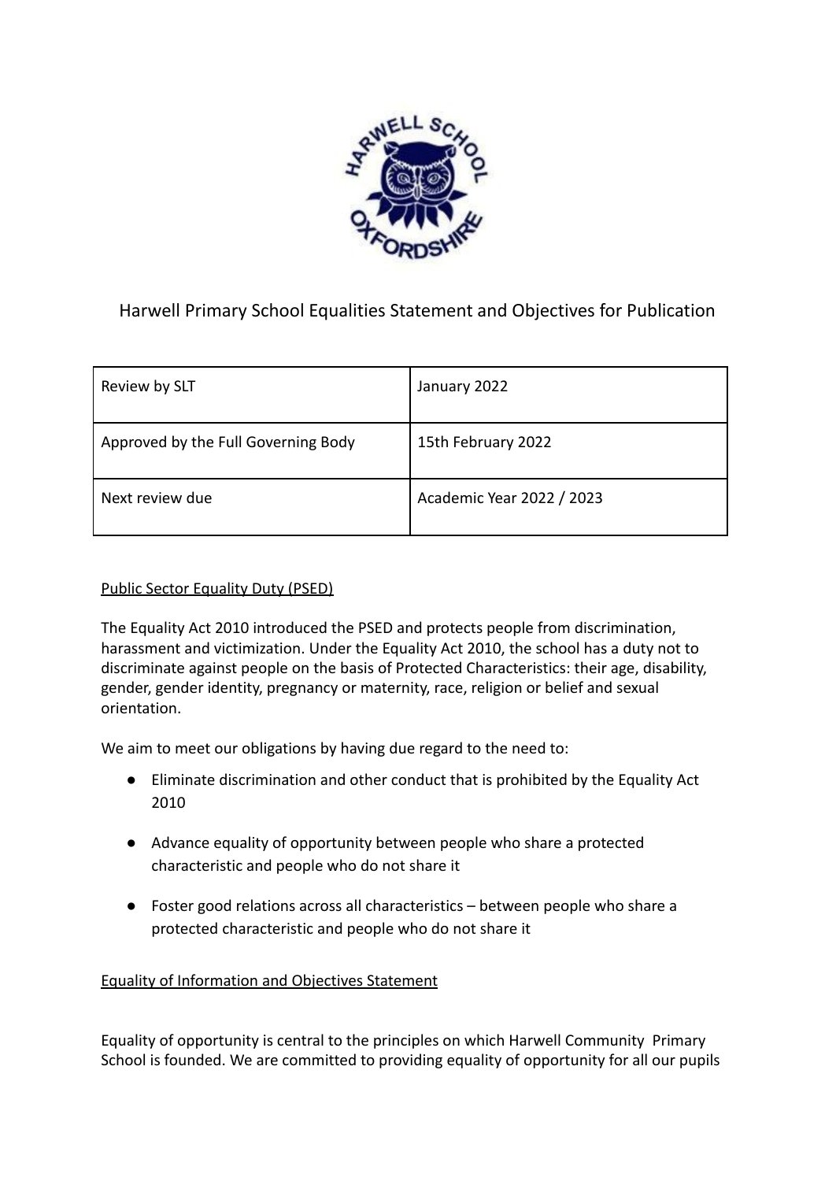# Harwell Primary School Equalities Statement and Objectives for Publication

| Review by SLT | January 2022 |
| --- | --- |
| Approved by the Full Governing Body | 15th February 2022 |
| Next review due | Academic Year 2022 / 2023 |

## Public Sector Equality Duty (PSED)

The Equality Act 2010 introduced the PSED and protects people from discrimination, harassment and victimization. Under the Equality Act 2010, the school has a duty not to discriminate against people on the basis of Protected Characteristics: their age, disability, gender, gender identity, pregnancy or maternity, race, religion or belief and sexual orientation.

We aim to meet our obligations by having due regard to the need to:

- Eliminate discrimination and other conduct that is prohibited by the Equality Act 2010
- Advance equality of opportunity between people who share a protected characteristic and people who do not share it
- Foster good relations across all characteristics – between people who share a protected characteristic and people who do not share it

## Equality of Information and Objectives Statement

Equality of opportunity is central to the principles on which Harwell Community Primary School is founded. We are committed to providing equality of opportunity for all our pupils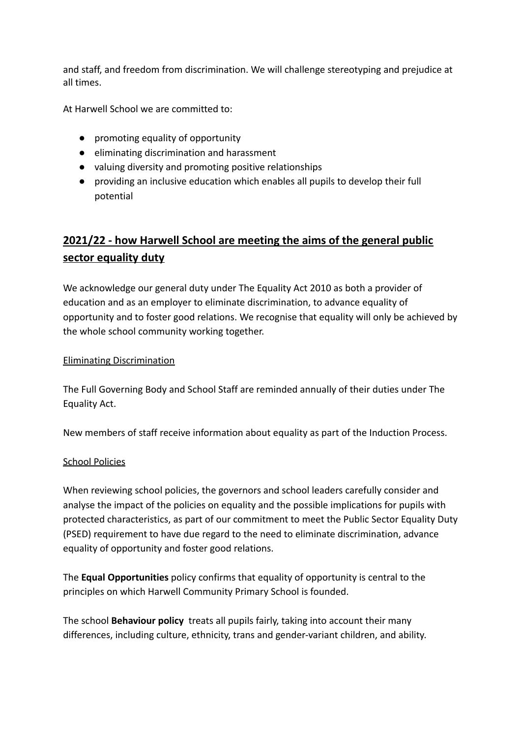and staff, and freedom from discrimination. We will challenge stereotyping and prejudice at all times.

At Harwell School we are committed to:

- promoting equality of opportunity
- eliminating discrimination and harassment
- valuing diversity and promoting positive relationships
- providing an inclusive education which enables all pupils to develop their full potential

## 2021/22 - how Harwell School are meeting the aims of the general public sector equality duty

We acknowledge our general duty under The Equality Act 2010 as both a provider of education and as an employer to eliminate discrimination, to advance equality of opportunity and to foster good relations. We recognise that equality will only be achieved by the whole school community working together.

### Eliminating Discrimination

The Full Governing Body and School Staff are reminded annually of their duties under The Equality Act.

New members of staff receive information about equality as part of the Induction Process.

### School Policies

When reviewing school policies, the governors and school leaders carefully consider and analyse the impact of the policies on equality and the possible implications for pupils with protected characteristics, as part of our commitment to meet the Public Sector Equality Duty (PSED) requirement to have due regard to the need to eliminate discrimination, advance equality of opportunity and foster good relations.

The **Equal Opportunities** policy confirms that equality of opportunity is central to the principles on which Harwell Community Primary School is founded.

The school **Behaviour policy** treats all pupils fairly, taking into account their many differences, including culture, ethnicity, trans and gender-variant children, and ability.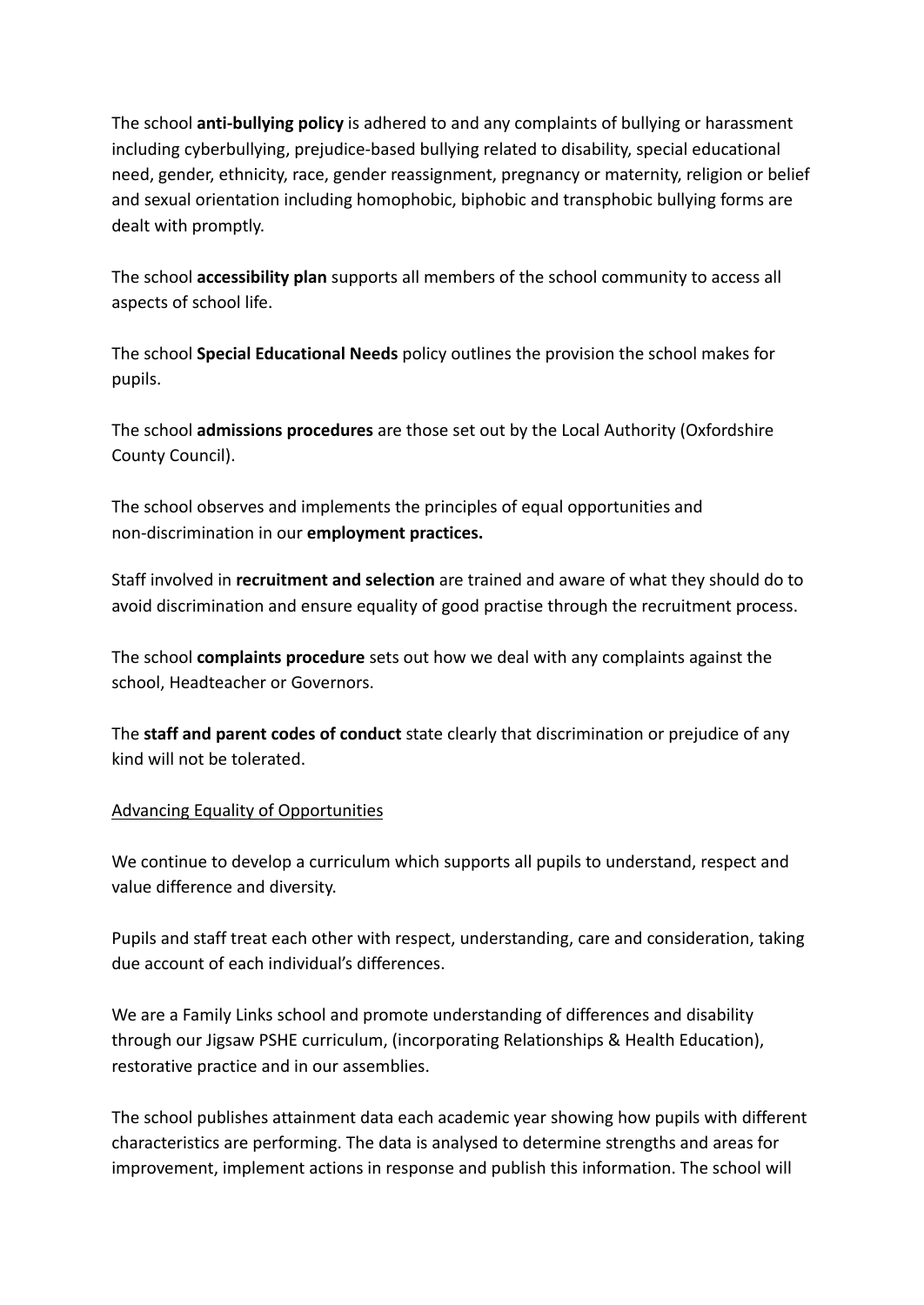The school **anti-bullying policy** is adhered to and any complaints of bullying or harassment including cyberbullying, prejudice-based bullying related to disability, special educational need, gender, ethnicity, race, gender reassignment, pregnancy or maternity, religion or belief and sexual orientation including homophobic, biphobic and transphobic bullying forms are dealt with promptly.

The school **accessibility plan** supports all members of the school community to access all aspects of school life.

The school **Special Educational Needs** policy outlines the provision the school makes for pupils.

The school **admissions procedures** are those set out by the Local Authority (Oxfordshire County Council).

The school observes and implements the principles of equal opportunities and non-discrimination in our **employment practices.**

Staff involved in **recruitment and selection** are trained and aware of what they should do to avoid discrimination and ensure equality of good practise through the recruitment process.

The school **complaints procedure** sets out how we deal with any complaints against the school, Headteacher or Governors.

The **staff and parent codes of conduct** state clearly that discrimination or prejudice of any kind will not be tolerated.

<u>Advancing Equality of Opportunities</u>

We continue to develop a curriculum which supports all pupils to understand, respect and value difference and diversity.

Pupils and staff treat each other with respect, understanding, care and consideration, taking due account of each individual's differences.

We are a Family Links school and promote understanding of differences and disability through our Jigsaw PSHE curriculum, (incorporating Relationships & Health Education), restorative practice and in our assemblies.

The school publishes attainment data each academic year showing how pupils with different characteristics are performing. The data is analysed to determine strengths and areas for improvement, implement actions in response and publish this information. The school will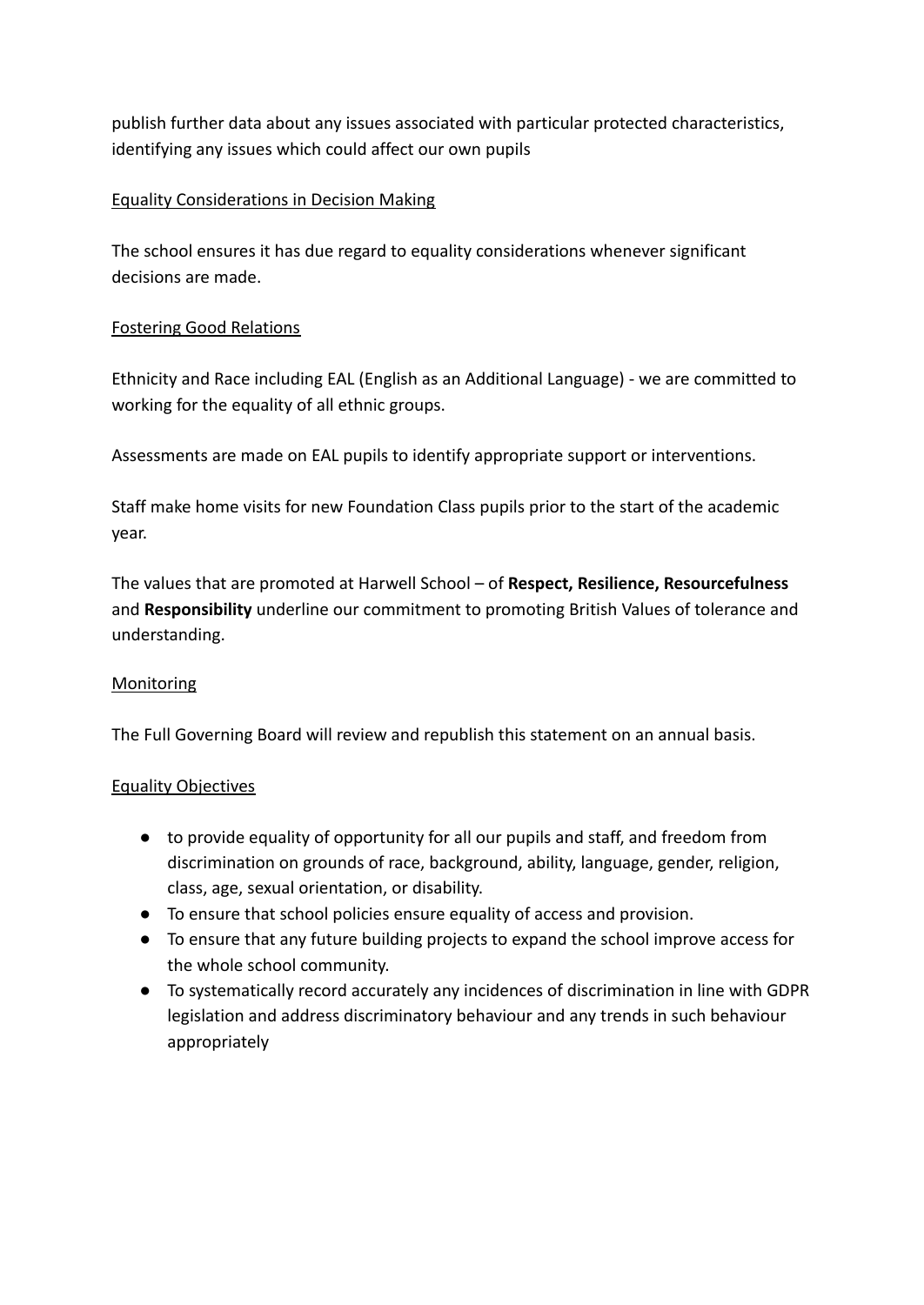publish further data about any issues associated with particular protected characteristics, identifying any issues which could affect our own pupils

## Equality Considerations in Decision Making

The school ensures it has due regard to equality considerations whenever significant decisions are made.

## Fostering Good Relations

Ethnicity and Race including EAL (English as an Additional Language) - we are committed to working for the equality of all ethnic groups.

Assessments are made on EAL pupils to identify appropriate support or interventions.

Staff make home visits for new Foundation Class pupils prior to the start of the academic year.

The values that are promoted at Harwell School – of **Respect, Resilience, Resourcefulness** and **Responsibility** underline our commitment to promoting British Values of tolerance and understanding.

## Monitoring

The Full Governing Board will review and republish this statement on an annual basis.

## Equality Objectives

- to provide equality of opportunity for all our pupils and staff, and freedom from discrimination on grounds of race, background, ability, language, gender, religion, class, age, sexual orientation, or disability.
- To ensure that school policies ensure equality of access and provision.
- To ensure that any future building projects to expand the school improve access for the whole school community.
- To systematically record accurately any incidences of discrimination in line with GDPR legislation and address discriminatory behaviour and any trends in such behaviour appropriately